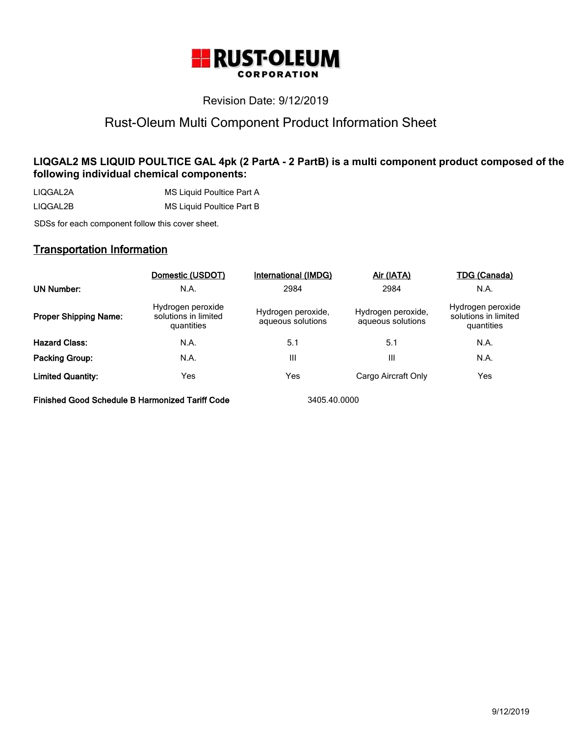RUST-OLEUM CORPORATION

Revision Date: 9/12/2019

# Rust-Oleum Multi Component Product Information Sheet

**LIQGAL2 MS LIQUID POULTICE GAL 4pk (2 PartA - 2 PartB) is a multi component product composed of the following individual chemical components:**

| | |
|---|---|
| LIQGAL2A | MS Liquid Poultice Part A |
| LIQGAL2B | MS Liquid Poultice Part B |

SDSs for each component follow this cover sheet.

## Transportation Information

| | Domestic (USDOT) | International (IMDG) | Air (IATA) | TDG (Canada) |
|---|---|---|---|---|
| **UN Number:** | N.A. | 2984 | 2984 | N.A. |
| **Proper Shipping Name:** | Hydrogen peroxide solutions in limited quantities | Hydrogen peroxide, aqueous solutions | Hydrogen peroxide, aqueous solutions | Hydrogen peroxide solutions in limited quantities |
| **Hazard Class:** | N.A. | 5.1 | 5.1 | N.A. |
| **Packing Group:** | N.A. | III | III | N.A. |
| **Limited Quantity:** | Yes | Yes | Cargo Aircraft Only | Yes |

**Finished Good Schedule B Harmonized Tariff Code** 3405.40.0000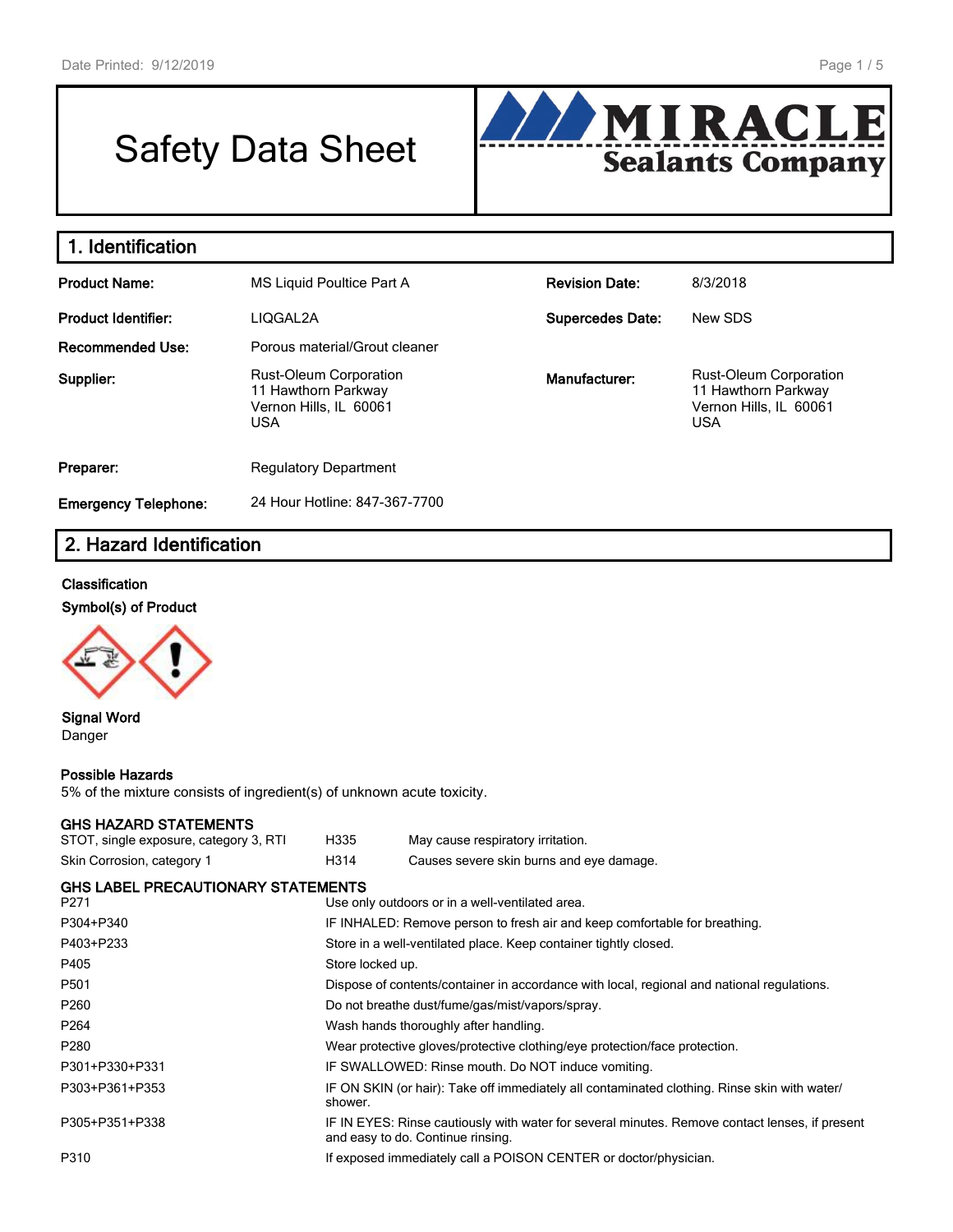# Safety Data Sheet

**MIRACLE Sealants Company**

## 1. Identification

| | | | |
|---|---|---|---|
| **Product Name:** | MS Liquid Poultice Part A | **Revision Date:** | 8/3/2018 |
| **Product Identifier:** | LIQGAL2A | **Supercedes Date:** | New SDS |
| **Recommended Use:** | Porous material/Grout cleaner | | |
| **Supplier:** | Rust-Oleum Corporation<br>11 Hawthorn Parkway<br>Vernon Hills, IL 60061<br>USA | **Manufacturer:** | Rust-Oleum Corporation<br>11 Hawthorn Parkway<br>Vernon Hills, IL 60061<br>USA |
| **Preparer:** | Regulatory Department | | |
| **Emergency Telephone:** | 24 Hour Hotline: 847-367-7700 | | |

## 2. Hazard Identification

**Classification**

**Symbol(s) of Product**

**Signal Word**

Danger

**Possible Hazards**

5% of the mixture consists of ingredient(s) of unknown acute toxicity.

**GHS HAZARD STATEMENTS**

| | | |
|---|---|---|
| STOT, single exposure, category 3, RTI | H335 | May cause respiratory irritation. |
| Skin Corrosion, category 1 | H314 | Causes severe skin burns and eye damage. |

**GHS LABEL PRECAUTIONARY STATEMENTS**

| | |
|---|---|
| P271 | Use only outdoors or in a well-ventilated area. |
| P304+P340 | IF INHALED: Remove person to fresh air and keep comfortable for breathing. |
| P403+P233 | Store in a well-ventilated place. Keep container tightly closed. |
| P405 | Store locked up. |
| P501 | Dispose of contents/container in accordance with local, regional and national regulations. |
| P260 | Do not breathe dust/fume/gas/mist/vapors/spray. |
| P264 | Wash hands thoroughly after handling. |
| P280 | Wear protective gloves/protective clothing/eye protection/face protection. |
| P301+P330+P331 | IF SWALLOWED: Rinse mouth. Do NOT induce vomiting. |
| P303+P361+P353 | IF ON SKIN (or hair): Take off immediately all contaminated clothing. Rinse skin with water/ shower. |
| P305+P351+P338 | IF IN EYES: Rinse cautiously with water for several minutes. Remove contact lenses, if present and easy to do. Continue rinsing. |
| P310 | If exposed immediately call a POISON CENTER or doctor/physician. |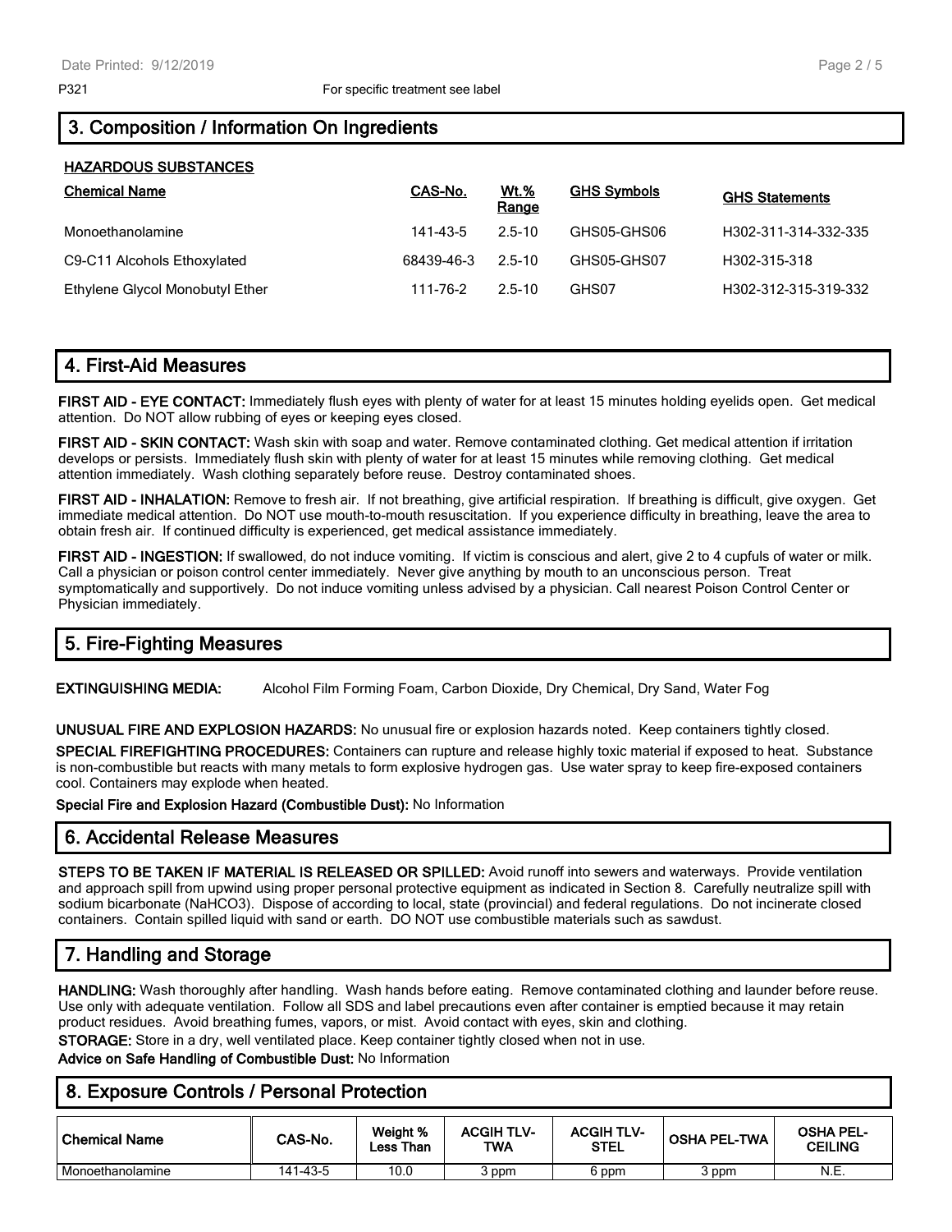P321 For specific treatment see label

## 3. Composition / Information On Ingredients

**HAZARDOUS SUBSTANCES**

| Chemical Name | CAS-No. | Wt.% Range | GHS Symbols | GHS Statements |
|---|---|---|---|---|
| Monoethanolamine | 141-43-5 | 2.5-10 | GHS05-GHS06 | H302-311-314-332-335 |
| C9-C11 Alcohols Ethoxylated | 68439-46-3 | 2.5-10 | GHS05-GHS07 | H302-315-318 |
| Ethylene Glycol Monobutyl Ether | 111-76-2 | 2.5-10 | GHS07 | H302-312-315-319-332 |

## 4. First-Aid Measures

**FIRST AID - EYE CONTACT:** Immediately flush eyes with plenty of water for at least 15 minutes holding eyelids open. Get medical attention. Do NOT allow rubbing of eyes or keeping eyes closed.

**FIRST AID - SKIN CONTACT:** Wash skin with soap and water. Remove contaminated clothing. Get medical attention if irritation develops or persists. Immediately flush skin with plenty of water for at least 15 minutes while removing clothing. Get medical attention immediately. Wash clothing separately before reuse. Destroy contaminated shoes.

**FIRST AID - INHALATION:** Remove to fresh air. If not breathing, give artificial respiration. If breathing is difficult, give oxygen. Get immediate medical attention. Do NOT use mouth-to-mouth resuscitation. If you experience difficulty in breathing, leave the area to obtain fresh air. If continued difficulty is experienced, get medical assistance immediately.

**FIRST AID - INGESTION:** If swallowed, do not induce vomiting. If victim is conscious and alert, give 2 to 4 cupfuls of water or milk. Call a physician or poison control center immediately. Never give anything by mouth to an unconscious person. Treat symptomatically and supportively. Do not induce vomiting unless advised by a physician. Call nearest Poison Control Center or Physician immediately.

## 5. Fire-Fighting Measures

**EXTINGUISHING MEDIA:** Alcohol Film Forming Foam, Carbon Dioxide, Dry Chemical, Dry Sand, Water Fog

**UNUSUAL FIRE AND EXPLOSION HAZARDS:** No unusual fire or explosion hazards noted. Keep containers tightly closed.

**SPECIAL FIREFIGHTING PROCEDURES:** Containers can rupture and release highly toxic material if exposed to heat. Substance is non-combustible but reacts with many metals to form explosive hydrogen gas. Use water spray to keep fire-exposed containers cool. Containers may explode when heated.

**Special Fire and Explosion Hazard (Combustible Dust):** No Information

## 6. Accidental Release Measures

**STEPS TO BE TAKEN IF MATERIAL IS RELEASED OR SPILLED:** Avoid runoff into sewers and waterways. Provide ventilation and approach spill from upwind using proper personal protective equipment as indicated in Section 8. Carefully neutralize spill with sodium bicarbonate ($NaHCO_3$). Dispose of according to local, state (provincial) and federal regulations. Do not incinerate closed containers. Contain spilled liquid with sand or earth. DO NOT use combustible materials such as sawdust.

## 7. Handling and Storage

**HANDLING:** Wash thoroughly after handling. Wash hands before eating. Remove contaminated clothing and launder before reuse. Use only with adequate ventilation. Follow all SDS and label precautions even after container is emptied because it may retain product residues. Avoid breathing fumes, vapors, or mist. Avoid contact with eyes, skin and clothing.

**STORAGE:** Store in a dry, well ventilated place. Keep container tightly closed when not in use.

**Advice on Safe Handling of Combustible Dust:** No Information

## 8. Exposure Controls / Personal Protection

| Chemical Name | CAS-No. | Weight % Less Than | ACGIH TLV-TWA | ACGIH TLV-STEL | OSHA PEL-TWA | OSHA PEL-CEILING |
|---|---|---|---|---|---|---|
| Monoethanolamine | 141-43-5 | 10.0 | 3 ppm | 6 ppm | 3 ppm | N.E. |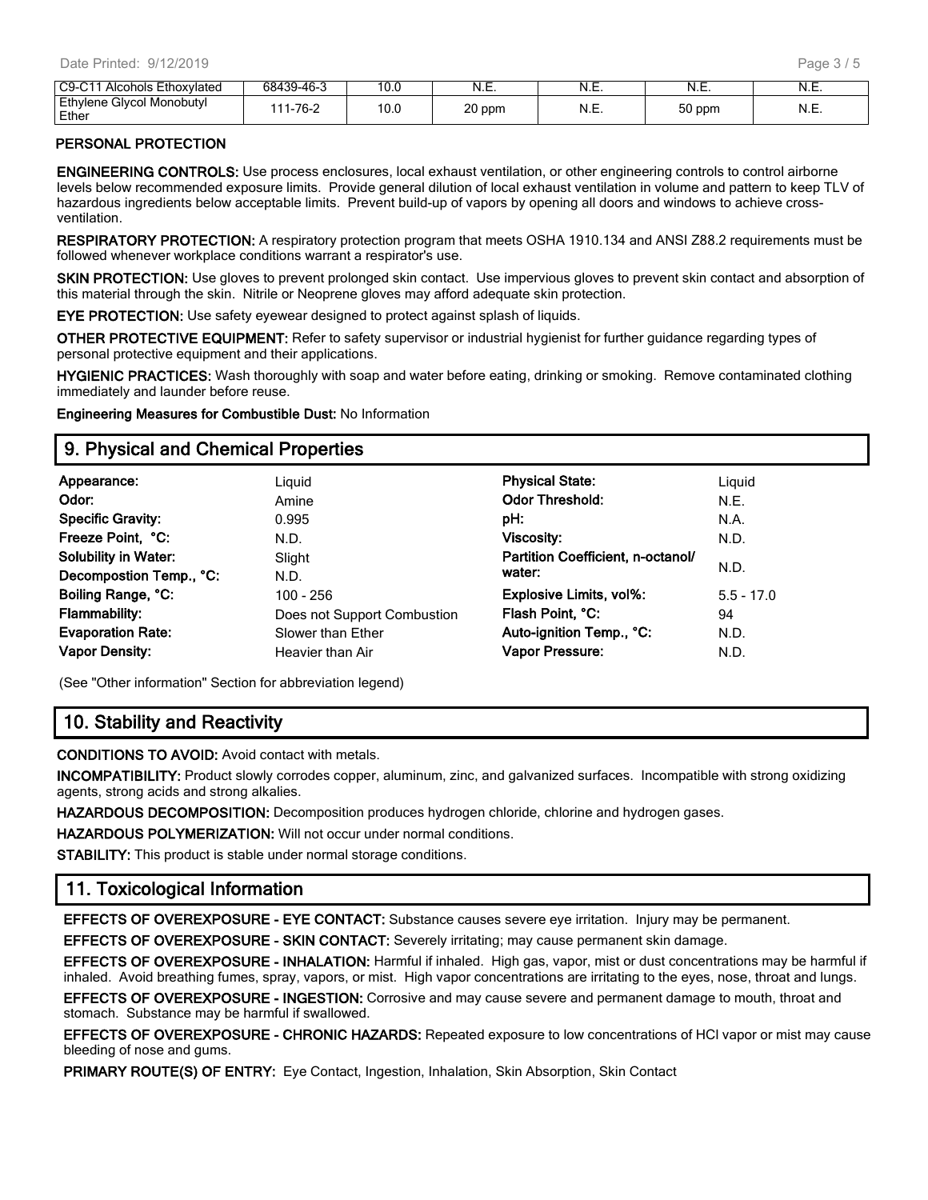| | | | | | | |
|---|---|---|---|---|---|---|
| C9-C11 Alcohols Ethoxylated | 68439-46-3 | 10.0 | N.E. | N.E. | N.E. | N.E. |
| Ethylene Glycol Monobutyl Ether | 111-76-2 | 10.0 | 20 ppm | N.E. | 50 ppm | N.E. |

**PERSONAL PROTECTION**

**ENGINEERING CONTROLS:** Use process enclosures, local exhaust ventilation, or other engineering controls to control airborne levels below recommended exposure limits. Provide general dilution of local exhaust ventilation in volume and pattern to keep TLV of hazardous ingredients below acceptable limits. Prevent build-up of vapors by opening all doors and windows to achieve cross-ventilation.

**RESPIRATORY PROTECTION:** A respiratory protection program that meets OSHA 1910.134 and ANSI Z88.2 requirements must be followed whenever workplace conditions warrant a respirator's use.

**SKIN PROTECTION:** Use gloves to prevent prolonged skin contact. Use impervious gloves to prevent skin contact and absorption of this material through the skin. Nitrile or Neoprene gloves may afford adequate skin protection.

**EYE PROTECTION:** Use safety eyewear designed to protect against splash of liquids.

**OTHER PROTECTIVE EQUIPMENT:** Refer to safety supervisor or industrial hygienist for further guidance regarding types of personal protective equipment and their applications.

**HYGIENIC PRACTICES:** Wash thoroughly with soap and water before eating, drinking or smoking. Remove contaminated clothing immediately and launder before reuse.

**Engineering Measures for Combustible Dust:** No Information

## 9. Physical and Chemical Properties

| | | | |
|---|---|---|---|
| **Appearance:** | Liquid | **Physical State:** | Liquid |
| **Odor:** | Amine | **Odor Threshold:** | N.E. |
| **Specific Gravity:** | 0.995 | **pH:** | N.A. |
| **Freeze Point, °C:** | N.D. | **Viscosity:** | N.D. |
| **Solubility in Water:** | Slight | **Partition Coefficient, n-octanol/ water:** | N.D. |
| **Decompostion Temp., °C:** | N.D. | | |
| **Boiling Range, °C:** | 100 - 256 | **Explosive Limits, vol%:** | 5.5 - 17.0 |
| **Flammability:** | Does not Support Combustion | **Flash Point, °C:** | 94 |
| **Evaporation Rate:** | Slower than Ether | **Auto-ignition Temp., °C:** | N.D. |
| **Vapor Density:** | Heavier than Air | **Vapor Pressure:** | N.D. |

(See "Other information" Section for abbreviation legend)

## 10. Stability and Reactivity

**CONDITIONS TO AVOID:** Avoid contact with metals.

**INCOMPATIBILITY:** Product slowly corrodes copper, aluminum, zinc, and galvanized surfaces. Incompatible with strong oxidizing agents, strong acids and strong alkalies.

**HAZARDOUS DECOMPOSITION:** Decomposition produces hydrogen chloride, chlorine and hydrogen gases.

**HAZARDOUS POLYMERIZATION:** Will not occur under normal conditions.

**STABILITY:** This product is stable under normal storage conditions.

## 11. Toxicological Information

**EFFECTS OF OVEREXPOSURE - EYE CONTACT:** Substance causes severe eye irritation. Injury may be permanent.

**EFFECTS OF OVEREXPOSURE - SKIN CONTACT:** Severely irritating; may cause permanent skin damage.

**EFFECTS OF OVEREXPOSURE - INHALATION:** Harmful if inhaled. High gas, vapor, mist or dust concentrations may be harmful if inhaled. Avoid breathing fumes, spray, vapors, or mist. High vapor concentrations are irritating to the eyes, nose, throat and lungs.

**EFFECTS OF OVEREXPOSURE - INGESTION:** Corrosive and may cause severe and permanent damage to mouth, throat and stomach. Substance may be harmful if swallowed.

**EFFECTS OF OVEREXPOSURE - CHRONIC HAZARDS:** Repeated exposure to low concentrations of HCl vapor or mist may cause bleeding of nose and gums.

**PRIMARY ROUTE(S) OF ENTRY:** Eye Contact, Ingestion, Inhalation, Skin Absorption, Skin Contact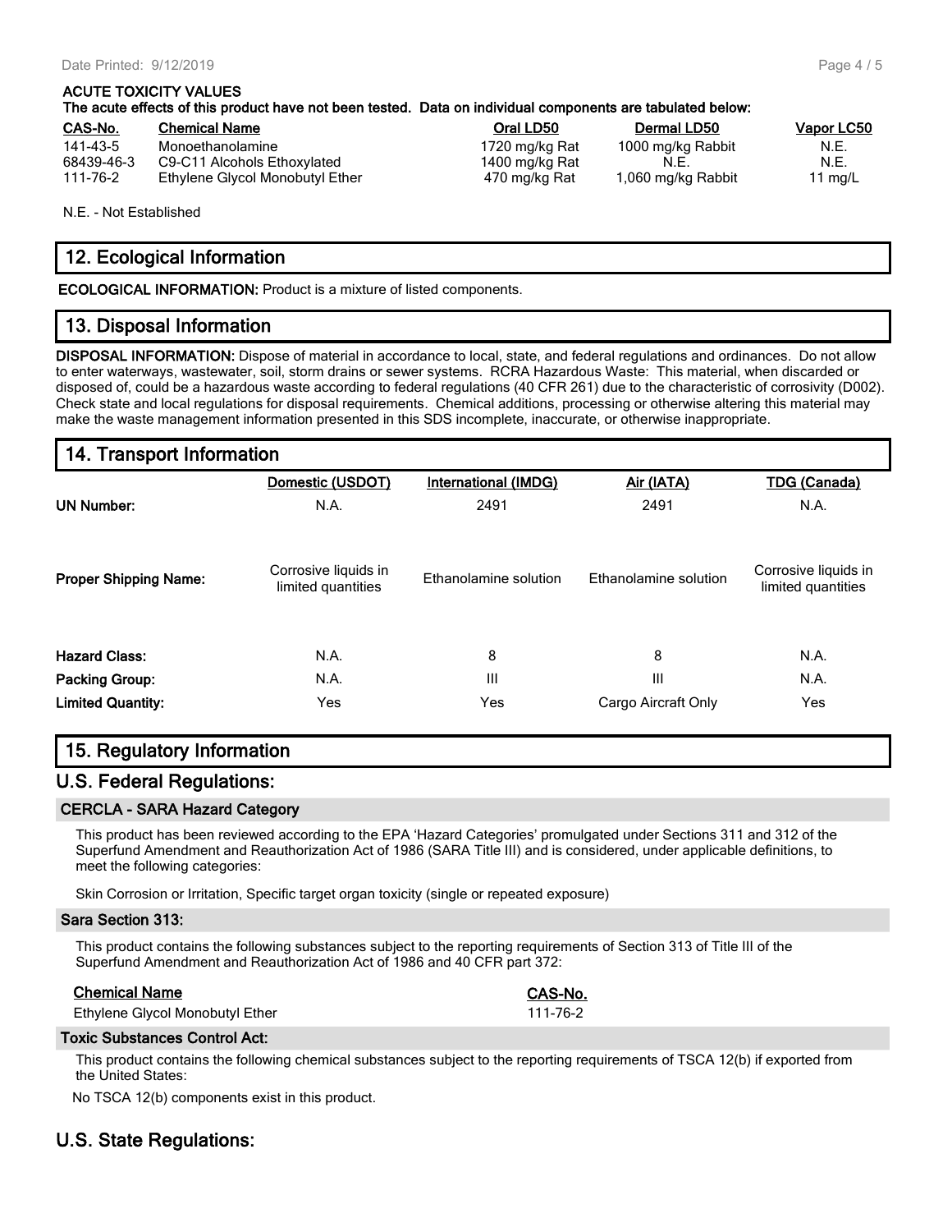**ACUTE TOXICITY VALUES**

**The acute effects of this product have not been tested. Data on individual components are tabulated below:**

| CAS-No. | Chemical Name | Oral LD50 | Dermal LD50 | Vapor LC50 |
|---|---|---|---|---|
| 141-43-5 | Monoethanolamine | 1720 mg/kg Rat | 1000 mg/kg Rabbit | N.E. |
| 68439-46-3 | C9-C11 Alcohols Ethoxylated | 1400 mg/kg Rat | N.E. | N.E. |
| 111-76-2 | Ethylene Glycol Monobutyl Ether | 470 mg/kg Rat | 1,060 mg/kg Rabbit | 11 mg/L |

N.E. - Not Established

## 12. Ecological Information

**ECOLOGICAL INFORMATION:** Product is a mixture of listed components.

## 13. Disposal Information

**DISPOSAL INFORMATION:** Dispose of material in accordance to local, state, and federal regulations and ordinances. Do not allow to enter waterways, wastewater, soil, storm drains or sewer systems. RCRA Hazardous Waste: This material, when discarded or disposed of, could be a hazardous waste according to federal regulations (40 CFR 261) due to the characteristic of corrosivity (D002). Check state and local regulations for disposal requirements. Chemical additions, processing or otherwise altering this material may make the waste management information presented in this SDS incomplete, inaccurate, or otherwise inappropriate.

## 14. Transport Information

| | Domestic (USDOT) | International (IMDG) | Air (IATA) | TDG (Canada) |
|---|---|---|---|---|
| **UN Number:** | N.A. | 2491 | 2491 | N.A. |
| **Proper Shipping Name:** | Corrosive liquids in limited quantities | Ethanolamine solution | Ethanolamine solution | Corrosive liquids in limited quantities |
| **Hazard Class:** | N.A. | 8 | 8 | N.A. |
| **Packing Group:** | N.A. | III | III | N.A. |
| **Limited Quantity:** | Yes | Yes | Cargo Aircraft Only | Yes |

## 15. Regulatory Information

## U.S. Federal Regulations:

### CERCLA - SARA Hazard Category

This product has been reviewed according to the EPA 'Hazard Categories' promulgated under Sections 311 and 312 of the Superfund Amendment and Reauthorization Act of 1986 (SARA Title III) and is considered, under applicable definitions, to meet the following categories:

Skin Corrosion or Irritation, Specific target organ toxicity (single or repeated exposure)

### Sara Section 313:

This product contains the following substances subject to the reporting requirements of Section 313 of Title III of the Superfund Amendment and Reauthorization Act of 1986 and 40 CFR part 372:

| Chemical Name | CAS-No. |
|---|---|
| Ethylene Glycol Monobutyl Ether | 111-76-2 |

### Toxic Substances Control Act:

This product contains the following chemical substances subject to the reporting requirements of TSCA 12(b) if exported from the United States:

No TSCA 12(b) components exist in this product.

## U.S. State Regulations: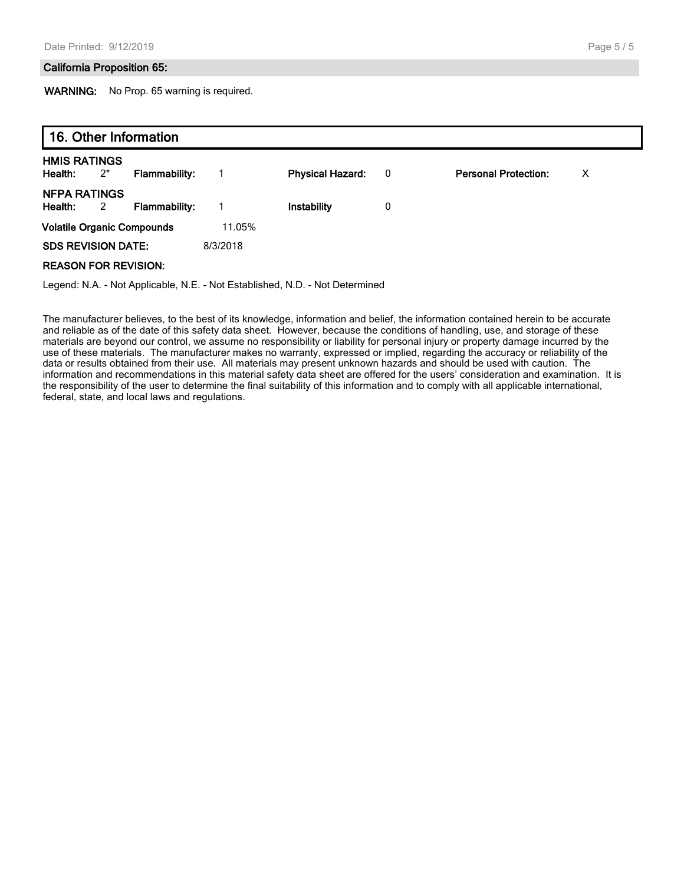**California Proposition 65:**

**WARNING:** No Prop. 65 warning is required.

## 16. Other Information

**HMIS RATINGS**

| | | | | | | | |
|---|---|---|---|---|---|---|---|
| **Health:** | 2* | **Flammability:** | 1 | **Physical Hazard:** | 0 | **Personal Protection:** | X |

**NFPA RATINGS**

| | | | | | |
|---|---|---|---|---|---|
| **Health:** | 2 | **Flammability:** | 1 | **Instability** | 0 |

**Volatile Organic Compounds** 11.05%

**SDS REVISION DATE:** 8/3/2018

**REASON FOR REVISION:**

Legend: N.A. - Not Applicable, N.E. - Not Established, N.D. - Not Determined

The manufacturer believes, to the best of its knowledge, information and belief, the information contained herein to be accurate and reliable as of the date of this safety data sheet. However, because the conditions of handling, use, and storage of these materials are beyond our control, we assume no responsibility or liability for personal injury or property damage incurred by the use of these materials. The manufacturer makes no warranty, expressed or implied, regarding the accuracy or reliability of the data or results obtained from their use. All materials may present unknown hazards and should be used with caution. The information and recommendations in this material safety data sheet are offered for the users' consideration and examination. It is the responsibility of the user to determine the final suitability of this information and to comply with all applicable international, federal, state, and local laws and regulations.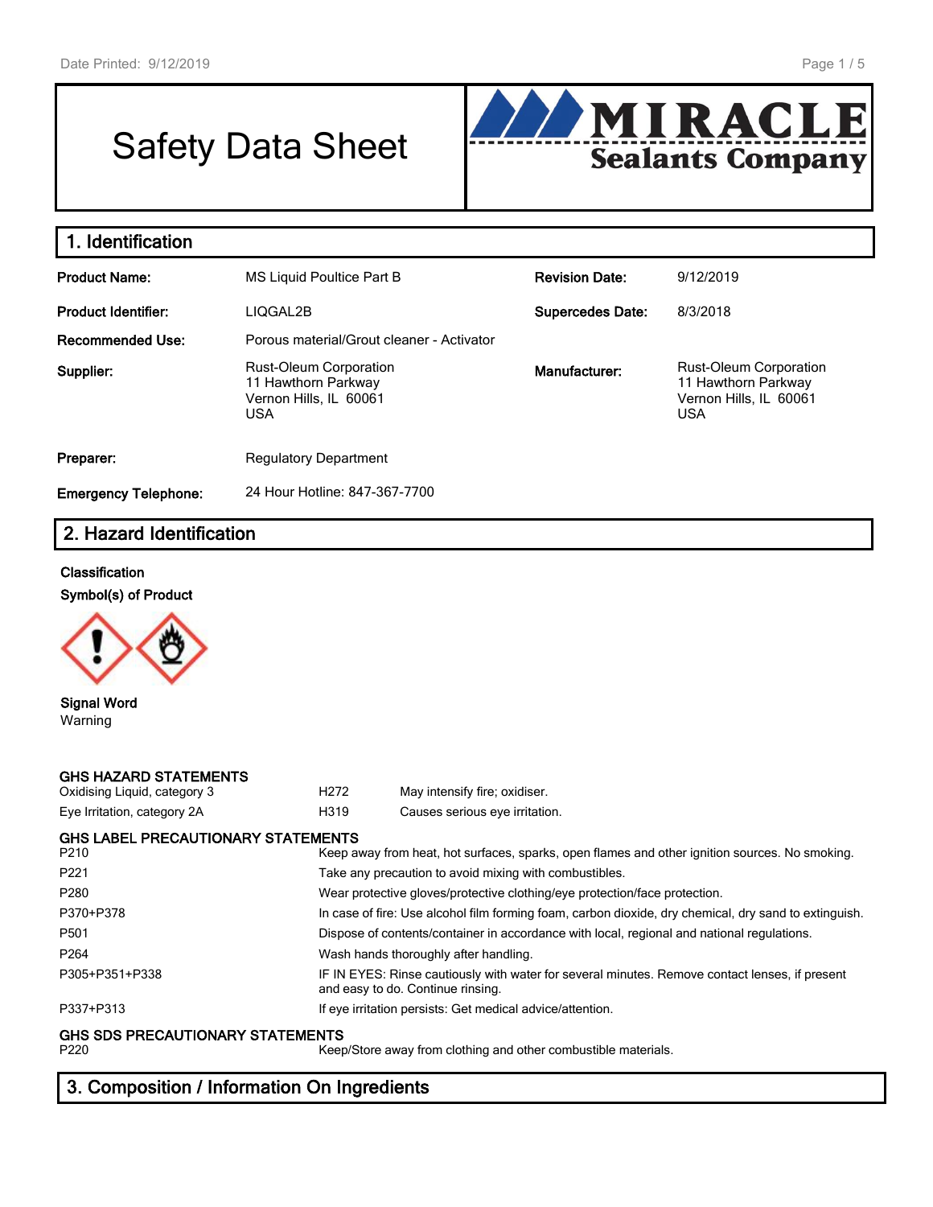# Safety Data Sheet

**MIRACLE Sealants Company**

## 1. Identification

| | | | |
|---|---|---|---|
| **Product Name:** | MS Liquid Poultice Part B | **Revision Date:** | 9/12/2019 |
| **Product Identifier:** | LIQGAL2B | **Supercedes Date:** | 8/3/2018 |
| **Recommended Use:** | Porous material/Grout cleaner - Activator | | |
| **Supplier:** | Rust-Oleum Corporation<br>11 Hawthorn Parkway<br>Vernon Hills, IL 60061<br>USA | **Manufacturer:** | Rust-Oleum Corporation<br>11 Hawthorn Parkway<br>Vernon Hills, IL 60061<br>USA |
| **Preparer:** | Regulatory Department | | |
| **Emergency Telephone:** | 24 Hour Hotline: 847-367-7700 | | |

## 2. Hazard Identification

**Classification**

**Symbol(s) of Product**

**Signal Word**

Warning

**GHS HAZARD STATEMENTS**

| | | |
|---|---|---|
| Oxidising Liquid, category 3 | H272 | May intensify fire; oxidiser. |
| Eye Irritation, category 2A | H319 | Causes serious eye irritation. |

**GHS LABEL PRECAUTIONARY STATEMENTS**

| | |
|---|---|
| P210 | Keep away from heat, hot surfaces, sparks, open flames and other ignition sources. No smoking. |
| P221 | Take any precaution to avoid mixing with combustibles. |
| P280 | Wear protective gloves/protective clothing/eye protection/face protection. |
| P370+P378 | In case of fire: Use alcohol film forming foam, carbon dioxide, dry chemical, dry sand to extinguish. |
| P501 | Dispose of contents/container in accordance with local, regional and national regulations. |
| P264 | Wash hands thoroughly after handling. |
| P305+P351+P338 | IF IN EYES: Rinse cautiously with water for several minutes. Remove contact lenses, if present and easy to do. Continue rinsing. |
| P337+P313 | If eye irritation persists: Get medical advice/attention. |

**GHS SDS PRECAUTIONARY STATEMENTS**

| | |
|---|---|
| P220 | Keep/Store away from clothing and other combustible materials. |

## 3. Composition / Information On Ingredients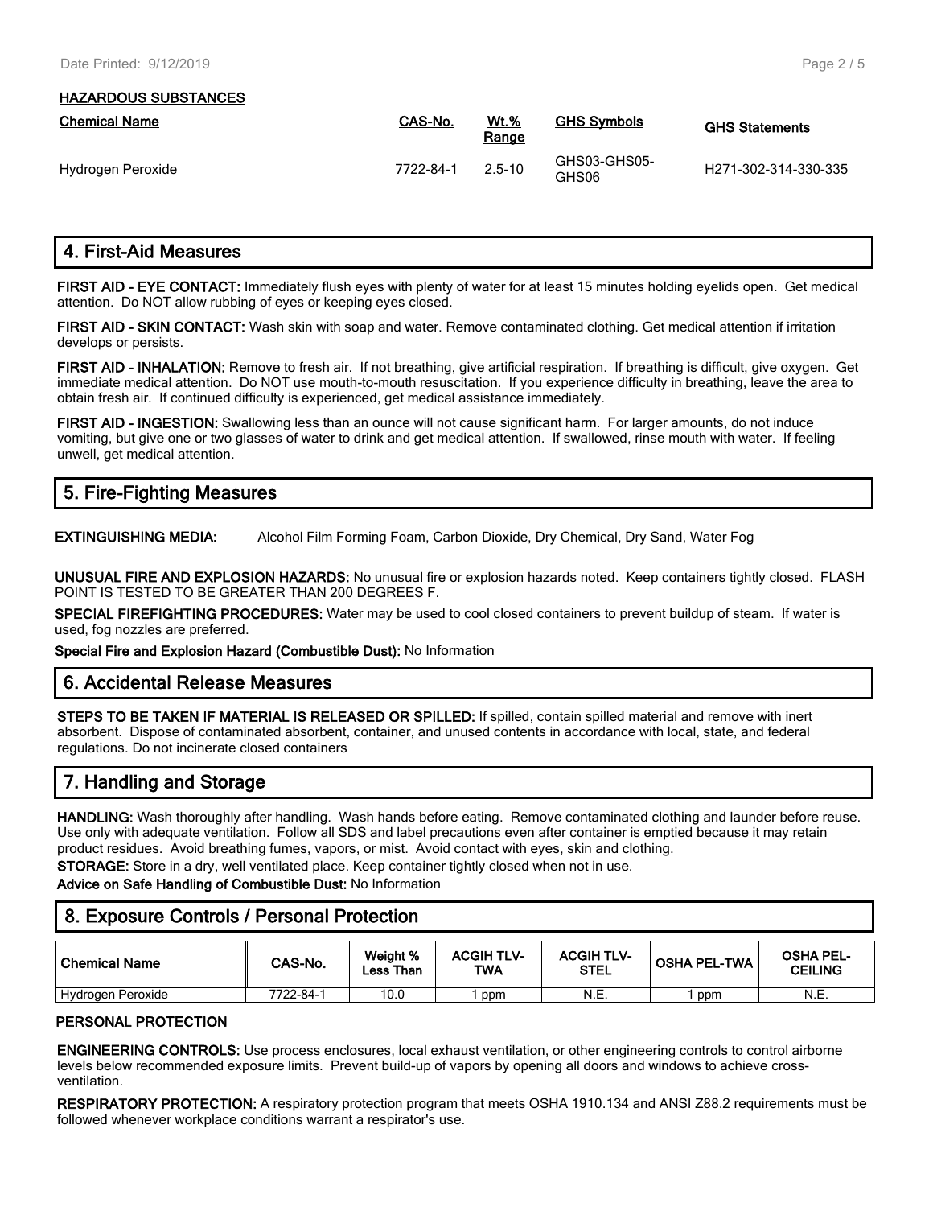**HAZARDOUS SUBSTANCES**

| Chemical Name | CAS-No. | Wt.% Range | GHS Symbols | GHS Statements |
|---|---|---|---|---|
| Hydrogen Peroxide | 7722-84-1 | 2.5-10 | GHS03-GHS05-GHS06 | H271-302-314-330-335 |

## 4. First-Aid Measures

**FIRST AID - EYE CONTACT:** Immediately flush eyes with plenty of water for at least 15 minutes holding eyelids open. Get medical attention. Do NOT allow rubbing of eyes or keeping eyes closed.

**FIRST AID - SKIN CONTACT:** Wash skin with soap and water. Remove contaminated clothing. Get medical attention if irritation develops or persists.

**FIRST AID - INHALATION:** Remove to fresh air. If not breathing, give artificial respiration. If breathing is difficult, give oxygen. Get immediate medical attention. Do NOT use mouth-to-mouth resuscitation. If you experience difficulty in breathing, leave the area to obtain fresh air. If continued difficulty is experienced, get medical assistance immediately.

**FIRST AID - INGESTION:** Swallowing less than an ounce will not cause significant harm. For larger amounts, do not induce vomiting, but give one or two glasses of water to drink and get medical attention. If swallowed, rinse mouth with water. If feeling unwell, get medical attention.

## 5. Fire-Fighting Measures

**EXTINGUISHING MEDIA:** Alcohol Film Forming Foam, Carbon Dioxide, Dry Chemical, Dry Sand, Water Fog

**UNUSUAL FIRE AND EXPLOSION HAZARDS:** No unusual fire or explosion hazards noted. Keep containers tightly closed. FLASH POINT IS TESTED TO BE GREATER THAN 200 DEGREES F.

**SPECIAL FIREFIGHTING PROCEDURES:** Water may be used to cool closed containers to prevent buildup of steam. If water is used, fog nozzles are preferred.

**Special Fire and Explosion Hazard (Combustible Dust):** No Information

## 6. Accidental Release Measures

**STEPS TO BE TAKEN IF MATERIAL IS RELEASED OR SPILLED:** If spilled, contain spilled material and remove with inert absorbent. Dispose of contaminated absorbent, container, and unused contents in accordance with local, state, and federal regulations. Do not incinerate closed containers

## 7. Handling and Storage

**HANDLING:** Wash thoroughly after handling. Wash hands before eating. Remove contaminated clothing and launder before reuse. Use only with adequate ventilation. Follow all SDS and label precautions even after container is emptied because it may retain product residues. Avoid breathing fumes, vapors, or mist. Avoid contact with eyes, skin and clothing.

**STORAGE:** Store in a dry, well ventilated place. Keep container tightly closed when not in use.

**Advice on Safe Handling of Combustible Dust:** No Information

## 8. Exposure Controls / Personal Protection

| Chemical Name | CAS-No. | Weight % Less Than | ACGIH TLV-TWA | ACGIH TLV-STEL | OSHA PEL-TWA | OSHA PEL-CEILING |
|---|---|---|---|---|---|---|
| Hydrogen Peroxide | 7722-84-1 | 10.0 | 1 ppm | N.E. | 1 ppm | N.E. |

**PERSONAL PROTECTION**

**ENGINEERING CONTROLS:** Use process enclosures, local exhaust ventilation, or other engineering controls to control airborne levels below recommended exposure limits. Prevent build-up of vapors by opening all doors and windows to achieve cross-ventilation.

**RESPIRATORY PROTECTION:** A respiratory protection program that meets OSHA 1910.134 and ANSI Z88.2 requirements must be followed whenever workplace conditions warrant a respirator's use.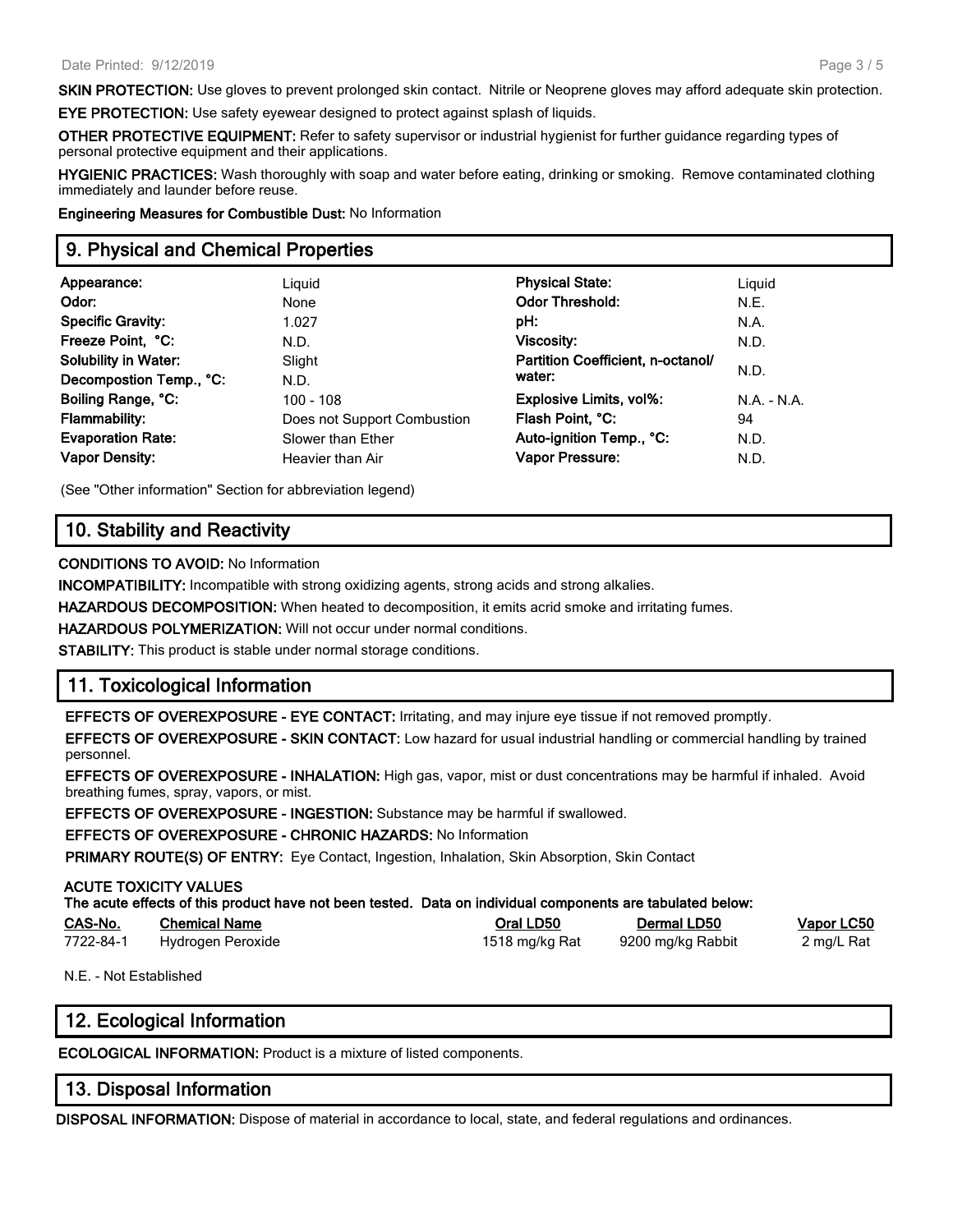**SKIN PROTECTION:** Use gloves to prevent prolonged skin contact. Nitrile or Neoprene gloves may afford adequate skin protection.

**EYE PROTECTION:** Use safety eyewear designed to protect against splash of liquids.

**OTHER PROTECTIVE EQUIPMENT:** Refer to safety supervisor or industrial hygienist for further guidance regarding types of personal protective equipment and their applications.

**HYGIENIC PRACTICES:** Wash thoroughly with soap and water before eating, drinking or smoking. Remove contaminated clothing immediately and launder before reuse.

**Engineering Measures for Combustible Dust:** No Information

## 9. Physical and Chemical Properties

| | | | |
|---|---|---|---|
| **Appearance:** | Liquid | **Physical State:** | Liquid |
| **Odor:** | None | **Odor Threshold:** | N.E. |
| **Specific Gravity:** | 1.027 | **pH:** | N.A. |
| **Freeze Point, °C:** | N.D. | **Viscosity:** | N.D. |
| **Solubility in Water:** | Slight | **Partition Coefficient, n-octanol/ water:** | N.D. |
| **Decompostion Temp., °C:** | N.D. | | |
| **Boiling Range, °C:** | 100 - 108 | **Explosive Limits, vol%:** | N.A. - N.A. |
| **Flammability:** | Does not Support Combustion | **Flash Point, °C:** | 94 |
| **Evaporation Rate:** | Slower than Ether | **Auto-ignition Temp., °C:** | N.D. |
| **Vapor Density:** | Heavier than Air | **Vapor Pressure:** | N.D. |

(See "Other information" Section for abbreviation legend)

## 10. Stability and Reactivity

**CONDITIONS TO AVOID:** No Information

**INCOMPATIBILITY:** Incompatible with strong oxidizing agents, strong acids and strong alkalies.

**HAZARDOUS DECOMPOSITION:** When heated to decomposition, it emits acrid smoke and irritating fumes.

**HAZARDOUS POLYMERIZATION:** Will not occur under normal conditions.

**STABILITY:** This product is stable under normal storage conditions.

## 11. Toxicological Information

**EFFECTS OF OVEREXPOSURE - EYE CONTACT:** Irritating, and may injure eye tissue if not removed promptly.

**EFFECTS OF OVEREXPOSURE - SKIN CONTACT:** Low hazard for usual industrial handling or commercial handling by trained personnel.

**EFFECTS OF OVEREXPOSURE - INHALATION:** High gas, vapor, mist or dust concentrations may be harmful if inhaled. Avoid breathing fumes, spray, vapors, or mist.

**EFFECTS OF OVEREXPOSURE - INGESTION:** Substance may be harmful if swallowed.

**EFFECTS OF OVEREXPOSURE - CHRONIC HAZARDS:** No Information

**PRIMARY ROUTE(S) OF ENTRY:** Eye Contact, Ingestion, Inhalation, Skin Absorption, Skin Contact

**ACUTE TOXICITY VALUES**

**The acute effects of this product have not been tested. Data on individual components are tabulated below:**

| CAS-No. | Chemical Name | Oral LD50 | Dermal LD50 | Vapor LC50 |
|---|---|---|---|---|
| 7722-84-1 | Hydrogen Peroxide | 1518 mg/kg Rat | 9200 mg/kg Rabbit | 2 mg/L Rat |

N.E. - Not Established

## 12. Ecological Information

**ECOLOGICAL INFORMATION:** Product is a mixture of listed components.

## 13. Disposal Information

**DISPOSAL INFORMATION:** Dispose of material in accordance to local, state, and federal regulations and ordinances.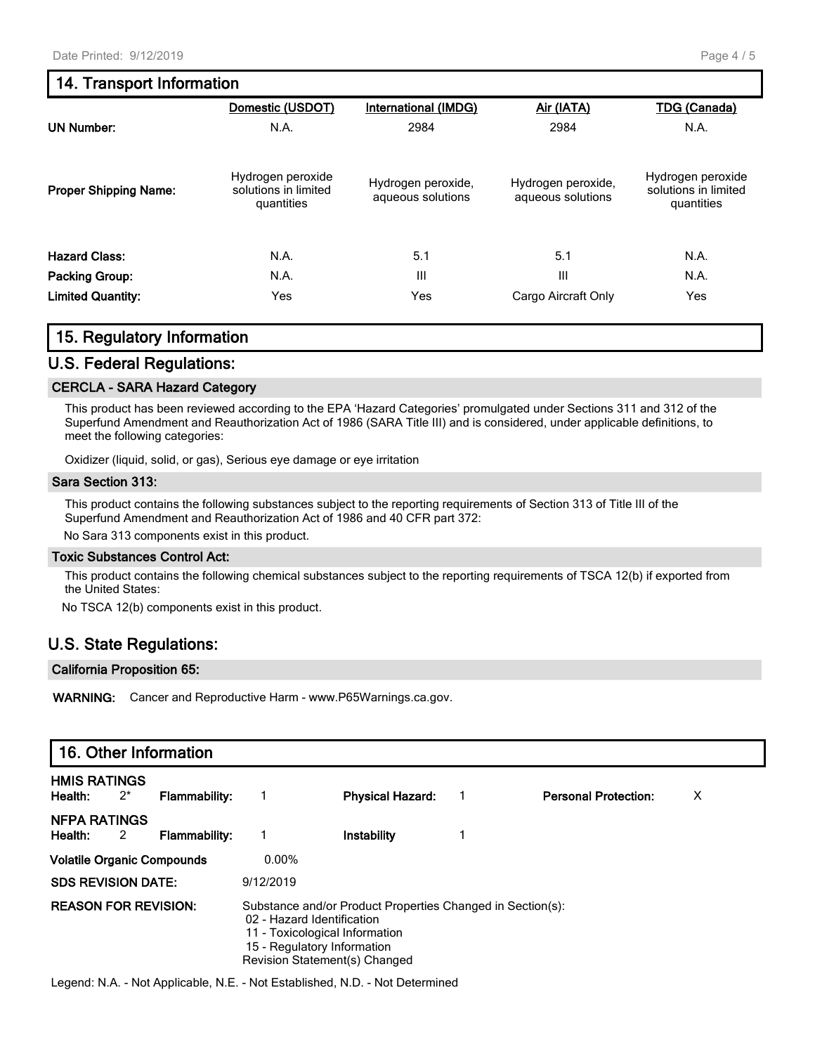## 14. Transport Information

| | Domestic (USDOT) | International (IMDG) | Air (IATA) | TDG (Canada) |
|---|---|---|---|---|
| **UN Number:** | N.A. | 2984 | 2984 | N.A. |
| **Proper Shipping Name:** | Hydrogen peroxide solutions in limited quantities | Hydrogen peroxide, aqueous solutions | Hydrogen peroxide, aqueous solutions | Hydrogen peroxide solutions in limited quantities |
| **Hazard Class:** | N.A. | 5.1 | 5.1 | N.A. |
| **Packing Group:** | N.A. | III | III | N.A. |
| **Limited Quantity:** | Yes | Yes | Cargo Aircraft Only | Yes |

## 15. Regulatory Information

### U.S. Federal Regulations:

**CERCLA - SARA Hazard Category**

This product has been reviewed according to the EPA 'Hazard Categories' promulgated under Sections 311 and 312 of the Superfund Amendment and Reauthorization Act of 1986 (SARA Title III) and is considered, under applicable definitions, to meet the following categories:

Oxidizer (liquid, solid, or gas), Serious eye damage or eye irritation

**Sara Section 313:**

This product contains the following substances subject to the reporting requirements of Section 313 of Title III of the Superfund Amendment and Reauthorization Act of 1986 and 40 CFR part 372:

No Sara 313 components exist in this product.

**Toxic Substances Control Act:**

This product contains the following chemical substances subject to the reporting requirements of TSCA 12(b) if exported from the United States:

No TSCA 12(b) components exist in this product.

### U.S. State Regulations:

**California Proposition 65:**

**WARNING:** Cancer and Reproductive Harm - www.P65Warnings.ca.gov.

## 16. Other Information

**HMIS RATINGS**

| | | | | | | | |
|---|---|---|---|---|---|---|---|
| **Health:** | 2* | **Flammability:** | 1 | **Physical Hazard:** | 1 | **Personal Protection:** | X |

**NFPA RATINGS**

| | | | | | |
|---|---|---|---|---|---|
| **Health:** | 2 | **Flammability:** | 1 | **Instability** | 1 |

**Volatile Organic Compounds** 0.00%

**SDS REVISION DATE:** 9/12/2019

**REASON FOR REVISION:** Substance and/or Product Properties Changed in Section(s):
02 - Hazard Identification
11 - Toxicological Information
15 - Regulatory Information
Revision Statement(s) Changed

Legend: N.A. - Not Applicable, N.E. - Not Established, N.D. - Not Determined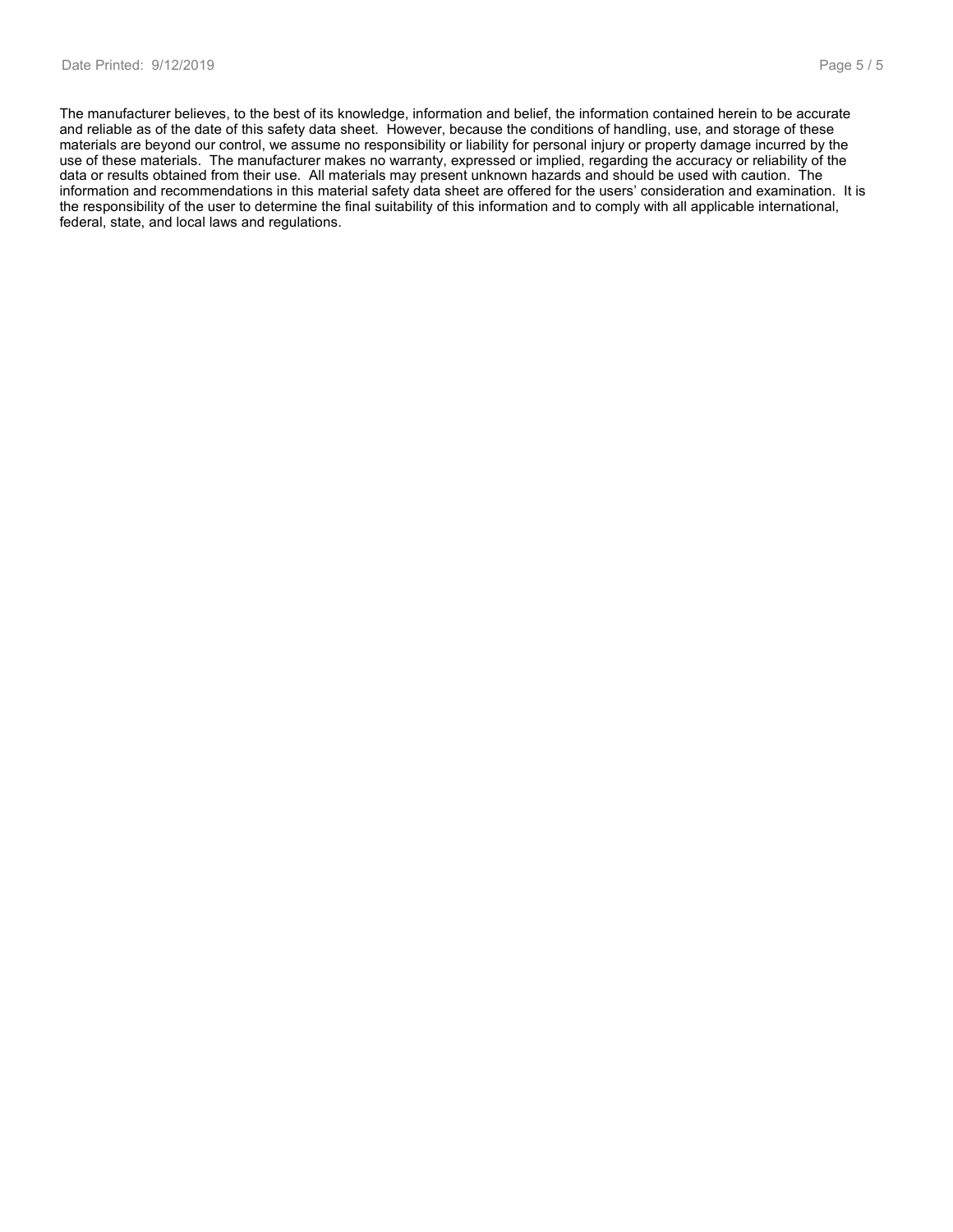The manufacturer believes, to the best of its knowledge, information and belief, the information contained herein to be accurate and reliable as of the date of this safety data sheet. However, because the conditions of handling, use, and storage of these materials are beyond our control, we assume no responsibility or liability for personal injury or property damage incurred by the use of these materials. The manufacturer makes no warranty, expressed or implied, regarding the accuracy or reliability of the data or results obtained from their use. All materials may present unknown hazards and should be used with caution. The information and recommendations in this material safety data sheet are offered for the users' consideration and examination. It is the responsibility of the user to determine the final suitability of this information and to comply with all applicable international, federal, state, and local laws and regulations.